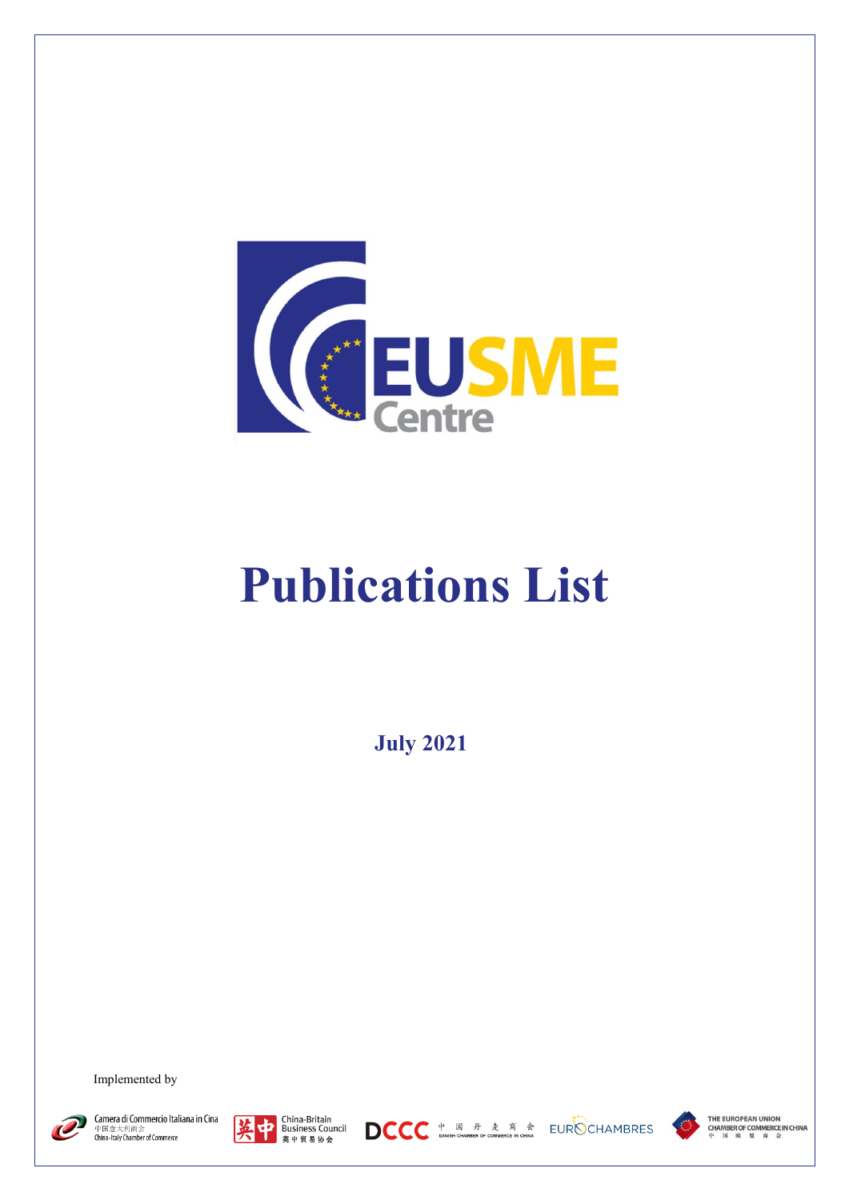EUSME Centre

# Publications List

**July 2021**

Implemented by

Camera di Commercio Italiana in Cina 中国意大利商会 China-Italy Chamber of Commerce

英中 China-Britain Business Council 英中贸易协会

DCCC 中国丹麦商会 DANISH CHAMBER OF COMMERCE IN CHINA

EUROCHAMBRES

THE EUROPEAN UNION CHAMBER OF COMMERCE IN CHINA 中国欧盟商会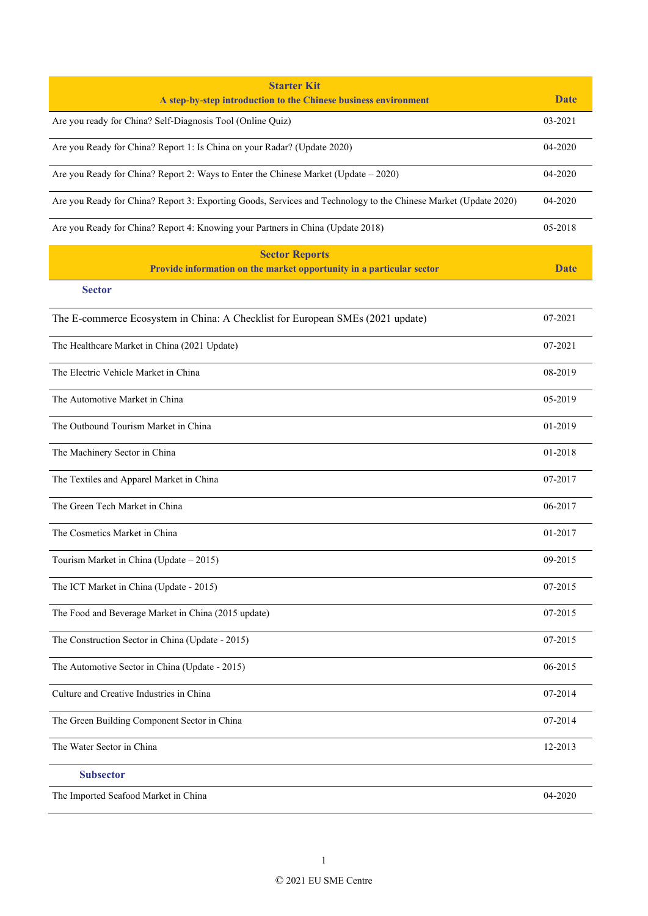| Starter Kit<br>A step-by-step introduction to the Chinese business environment | Date |
|---|---|
| Are you ready for China? Self-Diagnosis Tool (Online Quiz) | 03-2021 |
| Are you Ready for China? Report 1: Is China on your Radar? (Update 2020) | 04-2020 |
| Are you Ready for China? Report 2: Ways to Enter the Chinese Market (Update – 2020) | 04-2020 |
| Are you Ready for China? Report 3: Exporting Goods, Services and Technology to the Chinese Market (Update 2020) | 04-2020 |
| Are you Ready for China? Report 4: Knowing your Partners in China (Update 2018) | 05-2018 |

| Sector Reports<br>Provide information on the market opportunity in a particular sector | Date |
|---|---|
| **Sector** | |
| The E-commerce Ecosystem in China: A Checklist for European SMEs (2021 update) | 07-2021 |
| The Healthcare Market in China (2021 Update) | 07-2021 |
| The Electric Vehicle Market in China | 08-2019 |
| The Automotive Market in China | 05-2019 |
| The Outbound Tourism Market in China | 01-2019 |
| The Machinery Sector in China | 01-2018 |
| The Textiles and Apparel Market in China | 07-2017 |
| The Green Tech Market in China | 06-2017 |
| The Cosmetics Market in China | 01-2017 |
| Tourism Market in China (Update – 2015) | 09-2015 |
| The ICT Market in China (Update - 2015) | 07-2015 |
| The Food and Beverage Market in China (2015 update) | 07-2015 |
| The Construction Sector in China (Update - 2015) | 07-2015 |
| The Automotive Sector in China (Update - 2015) | 06-2015 |
| Culture and Creative Industries in China | 07-2014 |
| The Green Building Component Sector in China | 07-2014 |
| The Water Sector in China | 12-2013 |
| **Subsector** | |
| The Imported Seafood Market in China | 04-2020 |

© 2021 EU SME Centre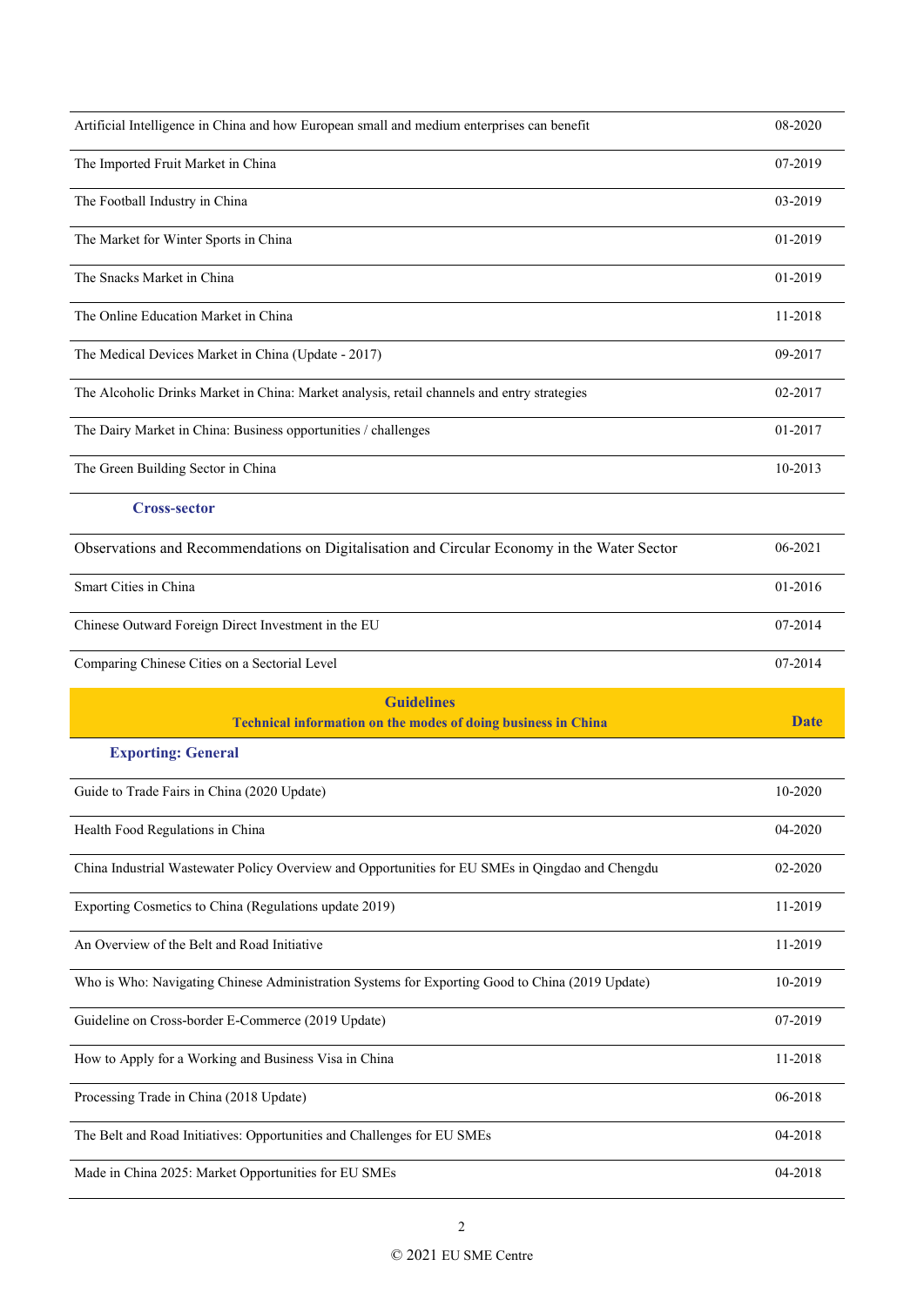| | |
|---|---|
| Artificial Intelligence in China and how European small and medium enterprises can benefit | 08-2020 |
| The Imported Fruit Market in China | 07-2019 |
| The Football Industry in China | 03-2019 |
| The Market for Winter Sports in China | 01-2019 |
| The Snacks Market in China | 01-2019 |
| The Online Education Market in China | 11-2018 |
| The Medical Devices Market in China (Update - 2017) | 09-2017 |
| The Alcoholic Drinks Market in China: Market analysis, retail channels and entry strategies | 02-2017 |
| The Dairy Market in China: Business opportunities / challenges | 01-2017 |
| The Green Building Sector in China | 10-2013 |
| **Cross-sector** | |
| Observations and Recommendations on Digitalisation and Circular Economy in the Water Sector | 06-2021 |
| Smart Cities in China | 01-2016 |
| Chinese Outward Foreign Direct Investment in the EU | 07-2014 |
| Comparing Chinese Cities on a Sectorial Level | 07-2014 |

| **Guidelines** **Technical information on the modes of doing business in China** | **Date** |
|---|---|
| **Exporting: General** | |
| Guide to Trade Fairs in China (2020 Update) | 10-2020 |
| Health Food Regulations in China | 04-2020 |
| China Industrial Wastewater Policy Overview and Opportunities for EU SMEs in Qingdao and Chengdu | 02-2020 |
| Exporting Cosmetics to China (Regulations update 2019) | 11-2019 |
| An Overview of the Belt and Road Initiative | 11-2019 |
| Who is Who: Navigating Chinese Administration Systems for Exporting Good to China (2019 Update) | 10-2019 |
| Guideline on Cross-border E-Commerce (2019 Update) | 07-2019 |
| How to Apply for a Working and Business Visa in China | 11-2018 |
| Processing Trade in China (2018 Update) | 06-2018 |
| The Belt and Road Initiatives: Opportunities and Challenges for EU SMEs | 04-2018 |
| Made in China 2025: Market Opportunities for EU SMEs | 04-2018 |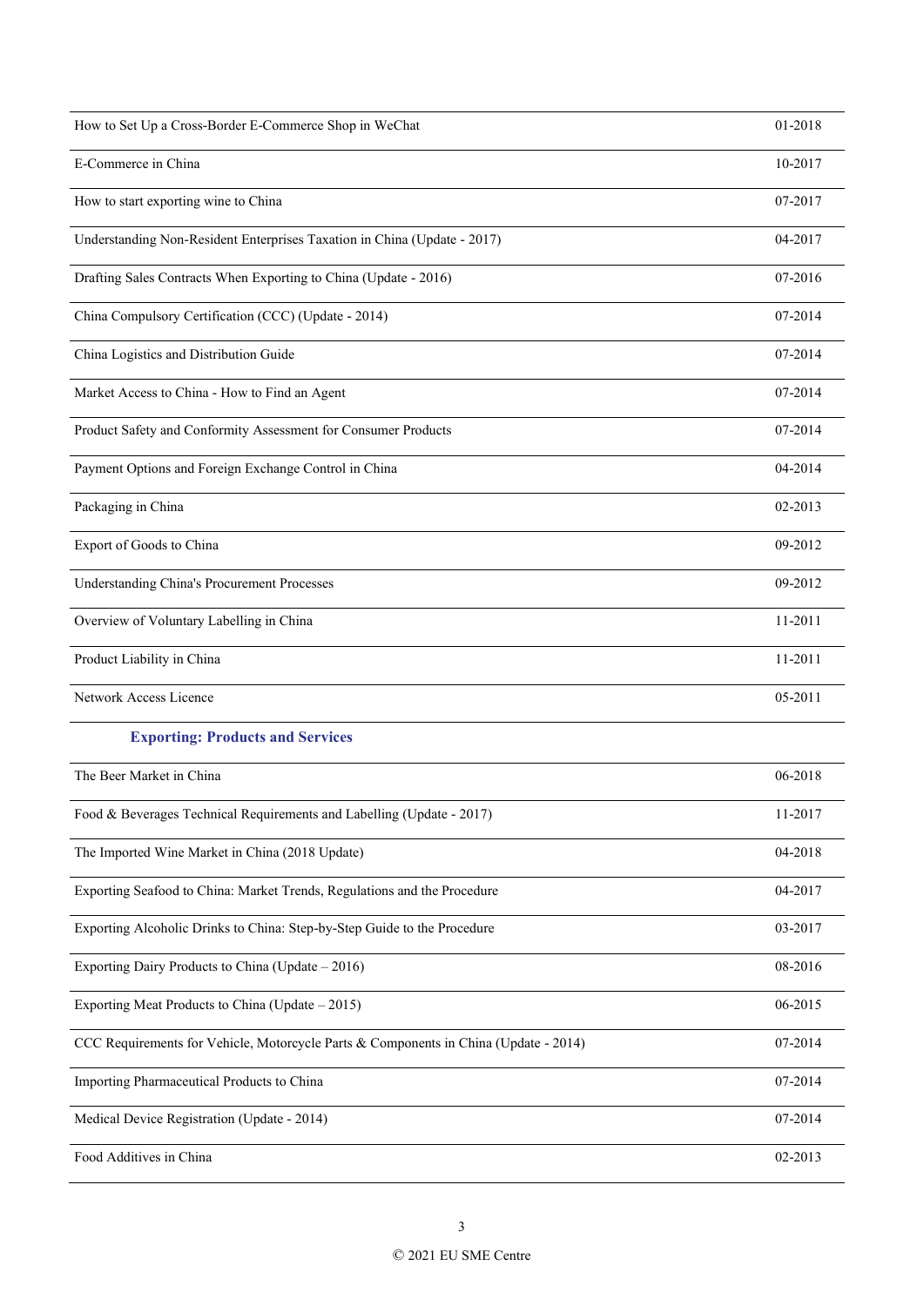| | |
|---|---|
| How to Set Up a Cross-Border E-Commerce Shop in WeChat | 01-2018 |
| E-Commerce in China | 10-2017 |
| How to start exporting wine to China | 07-2017 |
| Understanding Non-Resident Enterprises Taxation in China (Update - 2017) | 04-2017 |
| Drafting Sales Contracts When Exporting to China (Update - 2016) | 07-2016 |
| China Compulsory Certification (CCC) (Update - 2014) | 07-2014 |
| China Logistics and Distribution Guide | 07-2014 |
| Market Access to China - How to Find an Agent | 07-2014 |
| Product Safety and Conformity Assessment for Consumer Products | 07-2014 |
| Payment Options and Foreign Exchange Control in China | 04-2014 |
| Packaging in China | 02-2013 |
| Export of Goods to China | 09-2012 |
| Understanding China's Procurement Processes | 09-2012 |
| Overview of Voluntary Labelling in China | 11-2011 |
| Product Liability in China | 11-2011 |
| Network Access Licence | 05-2011 |
| **Exporting: Products and Services** | |
| The Beer Market in China | 06-2018 |
| Food & Beverages Technical Requirements and Labelling (Update - 2017) | 11-2017 |
| The Imported Wine Market in China (2018 Update) | 04-2018 |
| Exporting Seafood to China: Market Trends, Regulations and the Procedure | 04-2017 |
| Exporting Alcoholic Drinks to China: Step-by-Step Guide to the Procedure | 03-2017 |
| Exporting Dairy Products to China (Update – 2016) | 08-2016 |
| Exporting Meat Products to China (Update – 2015) | 06-2015 |
| CCC Requirements for Vehicle, Motorcycle Parts & Components in China (Update - 2014) | 07-2014 |
| Importing Pharmaceutical Products to China | 07-2014 |
| Medical Device Registration (Update - 2014) | 07-2014 |
| Food Additives in China | 02-2013 |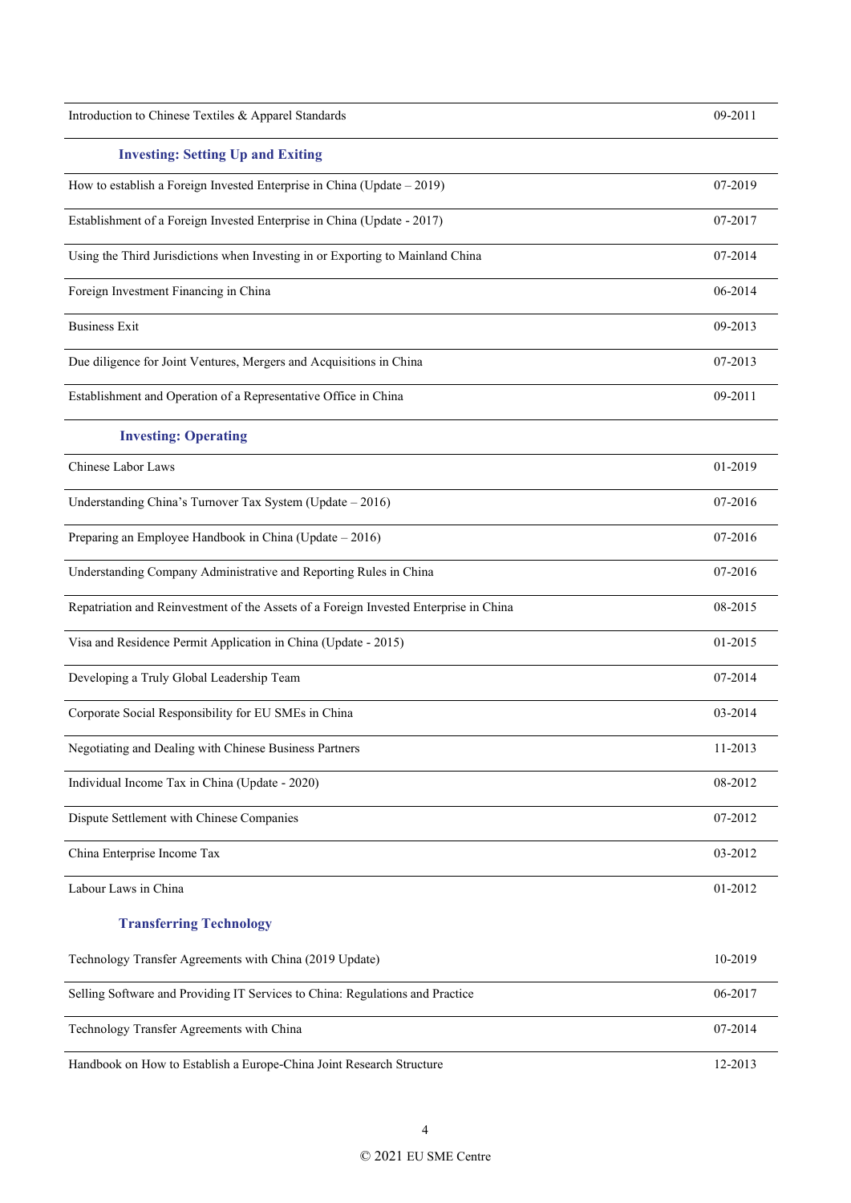| | |
|---|---|
| Introduction to Chinese Textiles & Apparel Standards | 09-2011 |
| **Investing: Setting Up and Exiting** | |
| How to establish a Foreign Invested Enterprise in China (Update – 2019) | 07-2019 |
| Establishment of a Foreign Invested Enterprise in China (Update - 2017) | 07-2017 |
| Using the Third Jurisdictions when Investing in or Exporting to Mainland China | 07-2014 |
| Foreign Investment Financing in China | 06-2014 |
| Business Exit | 09-2013 |
| Due diligence for Joint Ventures, Mergers and Acquisitions in China | 07-2013 |
| Establishment and Operation of a Representative Office in China | 09-2011 |
| **Investing: Operating** | |
| Chinese Labor Laws | 01-2019 |
| Understanding China's Turnover Tax System (Update – 2016) | 07-2016 |
| Preparing an Employee Handbook in China (Update – 2016) | 07-2016 |
| Understanding Company Administrative and Reporting Rules in China | 07-2016 |
| Repatriation and Reinvestment of the Assets of a Foreign Invested Enterprise in China | 08-2015 |
| Visa and Residence Permit Application in China (Update - 2015) | 01-2015 |
| Developing a Truly Global Leadership Team | 07-2014 |
| Corporate Social Responsibility for EU SMEs in China | 03-2014 |
| Negotiating and Dealing with Chinese Business Partners | 11-2013 |
| Individual Income Tax in China (Update - 2020) | 08-2012 |
| Dispute Settlement with Chinese Companies | 07-2012 |
| China Enterprise Income Tax | 03-2012 |
| Labour Laws in China | 01-2012 |
| **Transferring Technology** | |
| Technology Transfer Agreements with China (2019 Update) | 10-2019 |
| Selling Software and Providing IT Services to China: Regulations and Practice | 06-2017 |
| Technology Transfer Agreements with China | 07-2014 |
| Handbook on How to Establish a Europe-China Joint Research Structure | 12-2013 |

© 2021 EU SME Centre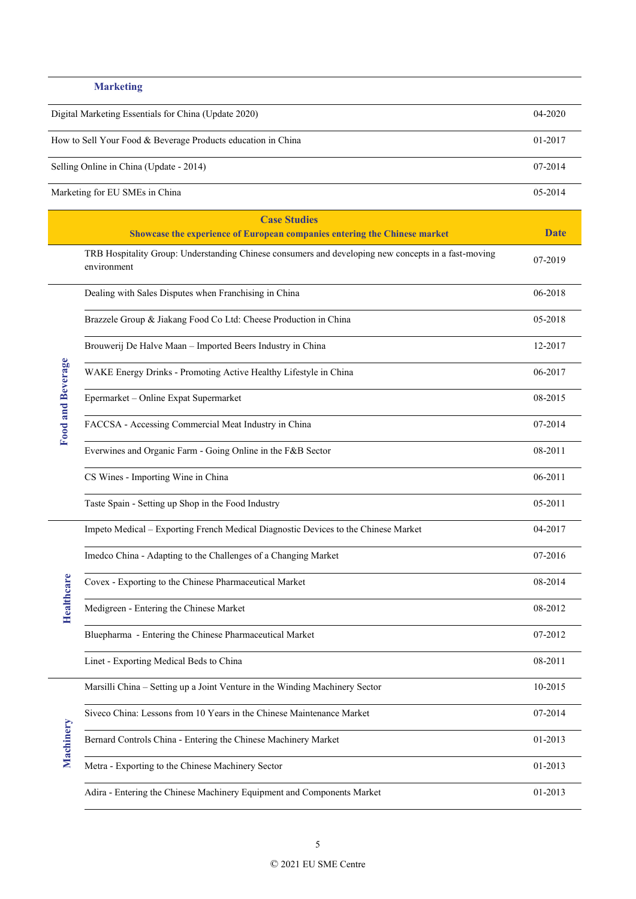| Marketing | |
|---|---|
| Digital Marketing Essentials for China (Update 2020) | 04-2020 |
| How to Sell Your Food & Beverage Products education in China | 01-2017 |
| Selling Online in China (Update - 2014) | 07-2014 |
| Marketing for EU SMEs in China | 05-2014 |

| | Case Studies<br>Showcase the experience of European companies entering the Chinese market | Date |
|---|---|---|
| | TRB Hospitality Group: Understanding Chinese consumers and developing new concepts in a fast-moving environment | 07-2019 |
| Food and Beverage | Dealing with Sales Disputes when Franchising in China | 06-2018 |
| | Brazzele Group & Jiakang Food Co Ltd: Cheese Production in China | 05-2018 |
| | Brouwerij De Halve Maan – Imported Beers Industry in China | 12-2017 |
| | WAKE Energy Drinks - Promoting Active Healthy Lifestyle in China | 06-2017 |
| | Epermarket – Online Expat Supermarket | 08-2015 |
| | FACCSA - Accessing Commercial Meat Industry in China | 07-2014 |
| | Everwines and Organic Farm - Going Online in the F&B Sector | 08-2011 |
| | CS Wines - Importing Wine in China | 06-2011 |
| | Taste Spain - Setting up Shop in the Food Industry | 05-2011 |
| Healthcare | Impeto Medical – Exporting French Medical Diagnostic Devices to the Chinese Market | 04-2017 |
| | Imedco China - Adapting to the Challenges of a Changing Market | 07-2016 |
| | Covex - Exporting to the Chinese Pharmaceutical Market | 08-2014 |
| | Medigreen - Entering the Chinese Market | 08-2012 |
| | Bluepharma - Entering the Chinese Pharmaceutical Market | 07-2012 |
| | Linet - Exporting Medical Beds to China | 08-2011 |
| Machinery | Marsilli China – Setting up a Joint Venture in the Winding Machinery Sector | 10-2015 |
| | Siveco China: Lessons from 10 Years in the Chinese Maintenance Market | 07-2014 |
| | Bernard Controls China - Entering the Chinese Machinery Market | 01-2013 |
| | Metra - Exporting to the Chinese Machinery Sector | 01-2013 |
| | Adira - Entering the Chinese Machinery Equipment and Components Market | 01-2013 |

© 2021 EU SME Centre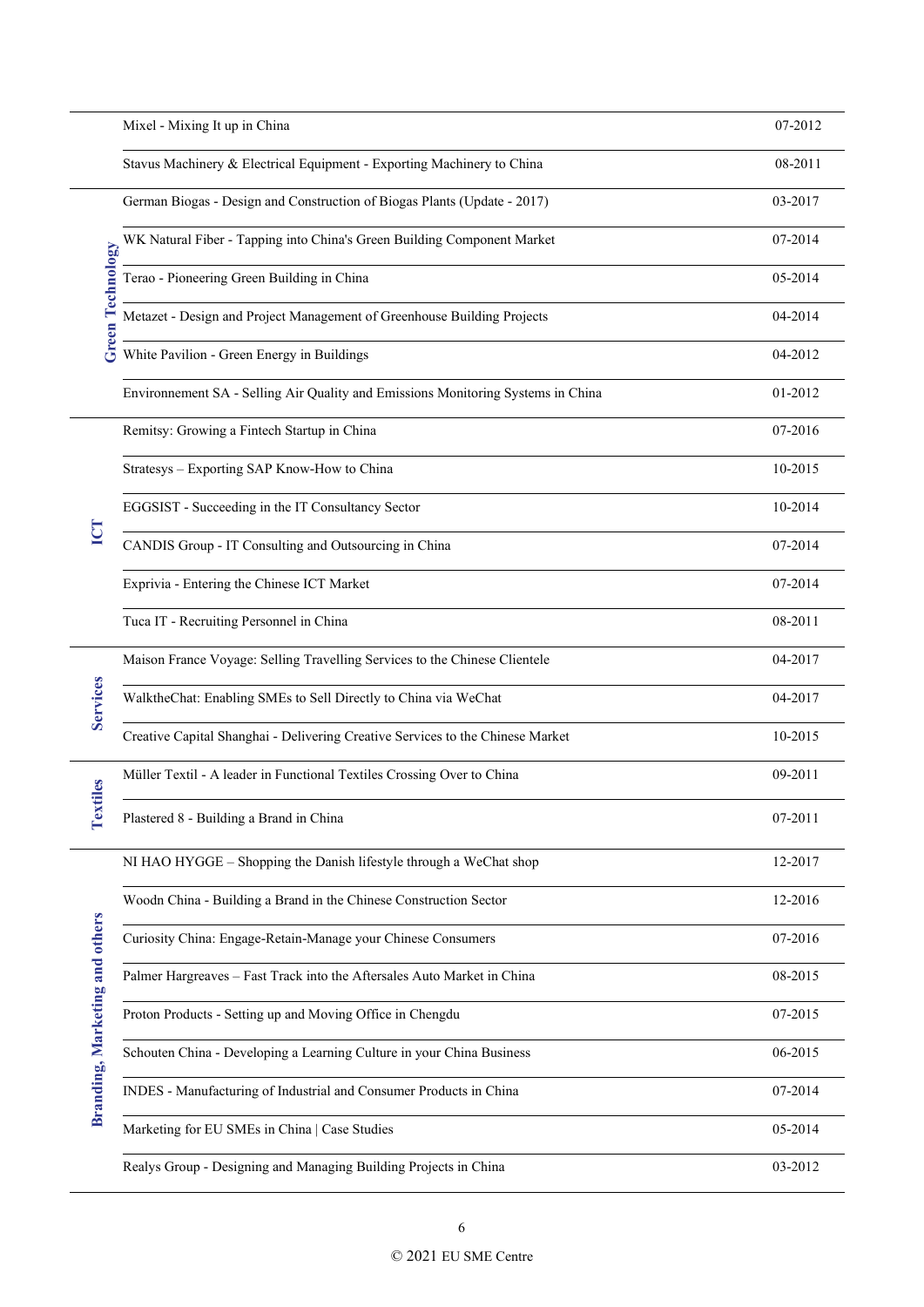| | | |
|---|---|---|
| | Mixel - Mixing It up in China | 07-2012 |
| | Stavus Machinery & Electrical Equipment - Exporting Machinery to China | 08-2011 |
| **Green Technology** | German Biogas - Design and Construction of Biogas Plants (Update - 2017) | 03-2017 |
| | WK Natural Fiber - Tapping into China's Green Building Component Market | 07-2014 |
| | Terao - Pioneering Green Building in China | 05-2014 |
| | Metazet - Design and Project Management of Greenhouse Building Projects | 04-2014 |
| | White Pavilion - Green Energy in Buildings | 04-2012 |
| | Environnement SA - Selling Air Quality and Emissions Monitoring Systems in China | 01-2012 |
| **ICT** | Remitsy: Growing a Fintech Startup in China | 07-2016 |
| | Stratesys – Exporting SAP Know-How to China | 10-2015 |
| | EGGSIST - Succeeding in the IT Consultancy Sector | 10-2014 |
| | CANDIS Group - IT Consulting and Outsourcing in China | 07-2014 |
| | Exprivia - Entering the Chinese ICT Market | 07-2014 |
| | Tuca IT - Recruiting Personnel in China | 08-2011 |
| **Services** | Maison France Voyage: Selling Travelling Services to the Chinese Clientele | 04-2017 |
| | WalktheChat: Enabling SMEs to Sell Directly to China via WeChat | 04-2017 |
| | Creative Capital Shanghai - Delivering Creative Services to the Chinese Market | 10-2015 |
| **Textiles** | Müller Textil - A leader in Functional Textiles Crossing Over to China | 09-2011 |
| | Plastered 8 - Building a Brand in China | 07-2011 |
| **Branding, Marketing and others** | NI HAO HYGGE – Shopping the Danish lifestyle through a WeChat shop | 12-2017 |
| | Woodn China - Building a Brand in the Chinese Construction Sector | 12-2016 |
| | Curiosity China: Engage-Retain-Manage your Chinese Consumers | 07-2016 |
| | Palmer Hargreaves – Fast Track into the Aftersales Auto Market in China | 08-2015 |
| | Proton Products - Setting up and Moving Office in Chengdu | 07-2015 |
| | Schouten China - Developing a Learning Culture in your China Business | 06-2015 |
| | INDES - Manufacturing of Industrial and Consumer Products in China | 07-2014 |
| | Marketing for EU SMEs in China \| Case Studies | 05-2014 |
| | Realys Group - Designing and Managing Building Projects in China | 03-2012 |

© 2021 EU SME Centre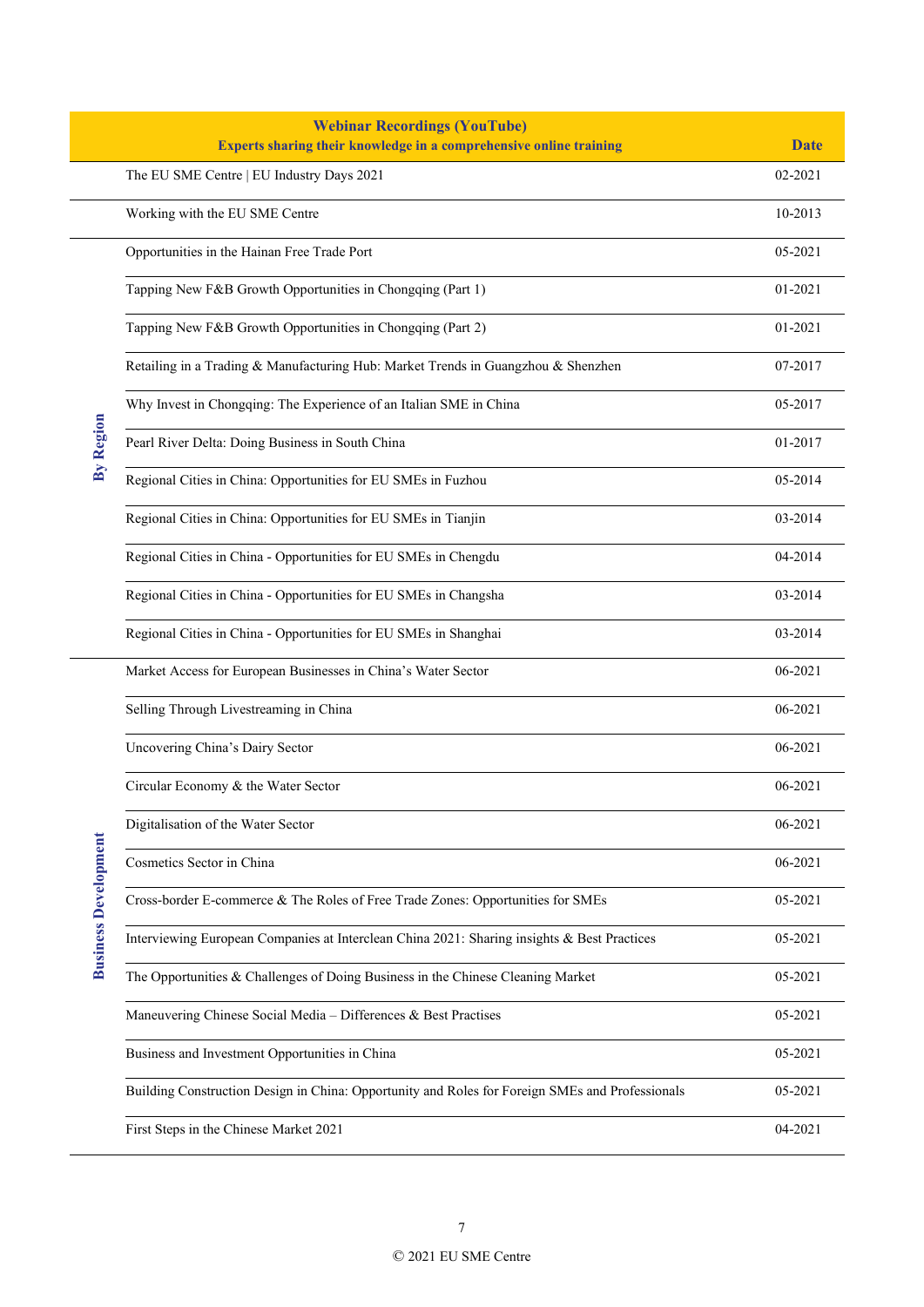| | Webinar Recordings (YouTube)<br>Experts sharing their knowledge in a comprehensive online training | Date |
|---|---|---|
| | The EU SME Centre \| EU Industry Days 2021 | 02-2021 |
| | Working with the EU SME Centre | 10-2013 |
| By Region | Opportunities in the Hainan Free Trade Port | 05-2021 |
| | Tapping New F&B Growth Opportunities in Chongqing (Part 1) | 01-2021 |
| | Tapping New F&B Growth Opportunities in Chongqing (Part 2) | 01-2021 |
| | Retailing in a Trading & Manufacturing Hub: Market Trends in Guangzhou & Shenzhen | 07-2017 |
| | Why Invest in Chongqing: The Experience of an Italian SME in China | 05-2017 |
| | Pearl River Delta: Doing Business in South China | 01-2017 |
| | Regional Cities in China: Opportunities for EU SMEs in Fuzhou | 05-2014 |
| | Regional Cities in China: Opportunities for EU SMEs in Tianjin | 03-2014 |
| | Regional Cities in China - Opportunities for EU SMEs in Chengdu | 04-2014 |
| | Regional Cities in China - Opportunities for EU SMEs in Changsha | 03-2014 |
| | Regional Cities in China - Opportunities for EU SMEs in Shanghai | 03-2014 |
| Business Development | Market Access for European Businesses in China's Water Sector | 06-2021 |
| | Selling Through Livestreaming in China | 06-2021 |
| | Uncovering China's Dairy Sector | 06-2021 |
| | Circular Economy & the Water Sector | 06-2021 |
| | Digitalisation of the Water Sector | 06-2021 |
| | Cosmetics Sector in China | 06-2021 |
| | Cross-border E-commerce & The Roles of Free Trade Zones: Opportunities for SMEs | 05-2021 |
| | Interviewing European Companies at Interclean China 2021: Sharing insights & Best Practices | 05-2021 |
| | The Opportunities & Challenges of Doing Business in the Chinese Cleaning Market | 05-2021 |
| | Maneuvering Chinese Social Media – Differences & Best Practises | 05-2021 |
| | Business and Investment Opportunities in China | 05-2021 |
| | Building Construction Design in China: Opportunity and Roles for Foreign SMEs and Professionals | 05-2021 |
| | First Steps in the Chinese Market 2021 | 04-2021 |

© 2021 EU SME Centre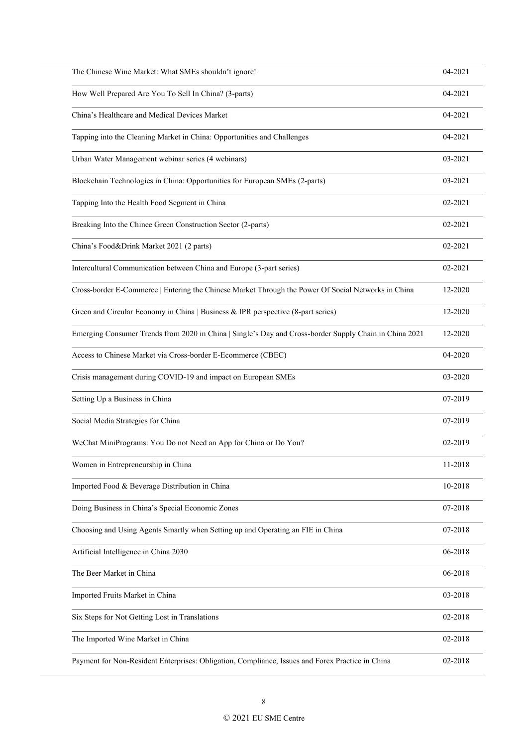| | |
|---|---|
| The Chinese Wine Market: What SMEs shouldn't ignore! | 04-2021 |
| How Well Prepared Are You To Sell In China? (3-parts) | 04-2021 |
| China's Healthcare and Medical Devices Market | 04-2021 |
| Tapping into the Cleaning Market in China: Opportunities and Challenges | 04-2021 |
| Urban Water Management webinar series (4 webinars) | 03-2021 |
| Blockchain Technologies in China: Opportunities for European SMEs (2-parts) | 03-2021 |
| Tapping Into the Health Food Segment in China | 02-2021 |
| Breaking Into the Chinee Green Construction Sector (2-parts) | 02-2021 |
| China's Food&Drink Market 2021 (2 parts) | 02-2021 |
| Intercultural Communication between China and Europe (3-part series) | 02-2021 |
| Cross-border E-Commerce \| Entering the Chinese Market Through the Power Of Social Networks in China | 12-2020 |
| Green and Circular Economy in China \| Business & IPR perspective (8-part series) | 12-2020 |
| Emerging Consumer Trends from 2020 in China \| Single's Day and Cross-border Supply Chain in China 2021 | 12-2020 |
| Access to Chinese Market via Cross-border E-Ecommerce (CBEC) | 04-2020 |
| Crisis management during COVID-19 and impact on European SMEs | 03-2020 |
| Setting Up a Business in China | 07-2019 |
| Social Media Strategies for China | 07-2019 |
| WeChat MiniPrograms: You Do not Need an App for China or Do You? | 02-2019 |
| Women in Entrepreneurship in China | 11-2018 |
| Imported Food & Beverage Distribution in China | 10-2018 |
| Doing Business in China's Special Economic Zones | 07-2018 |
| Choosing and Using Agents Smartly when Setting up and Operating an FIE in China | 07-2018 |
| Artificial Intelligence in China 2030 | 06-2018 |
| The Beer Market in China | 06-2018 |
| Imported Fruits Market in China | 03-2018 |
| Six Steps for Not Getting Lost in Translations | 02-2018 |
| The Imported Wine Market in China | 02-2018 |
| Payment for Non-Resident Enterprises: Obligation, Compliance, Issues and Forex Practice in China | 02-2018 |

© 2021 EU SME Centre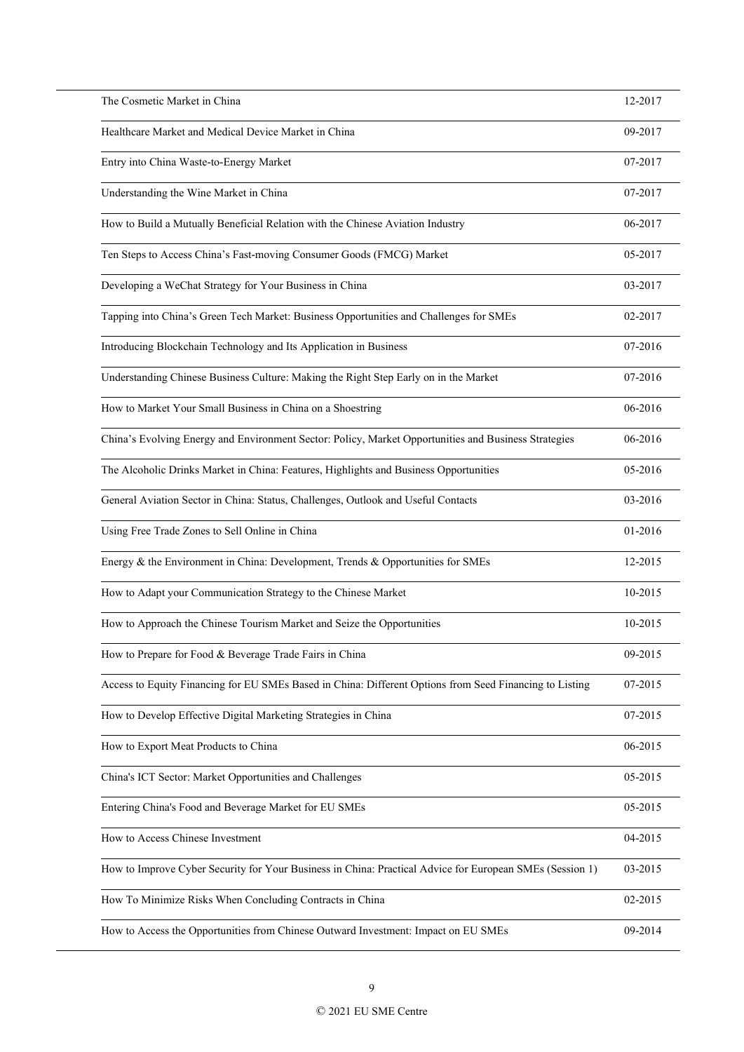| | |
|---|---|
| The Cosmetic Market in China | 12-2017 |
| Healthcare Market and Medical Device Market in China | 09-2017 |
| Entry into China Waste-to-Energy Market | 07-2017 |
| Understanding the Wine Market in China | 07-2017 |
| How to Build a Mutually Beneficial Relation with the Chinese Aviation Industry | 06-2017 |
| Ten Steps to Access China's Fast-moving Consumer Goods (FMCG) Market | 05-2017 |
| Developing a WeChat Strategy for Your Business in China | 03-2017 |
| Tapping into China's Green Tech Market: Business Opportunities and Challenges for SMEs | 02-2017 |
| Introducing Blockchain Technology and Its Application in Business | 07-2016 |
| Understanding Chinese Business Culture: Making the Right Step Early on in the Market | 07-2016 |
| How to Market Your Small Business in China on a Shoestring | 06-2016 |
| China's Evolving Energy and Environment Sector: Policy, Market Opportunities and Business Strategies | 06-2016 |
| The Alcoholic Drinks Market in China: Features, Highlights and Business Opportunities | 05-2016 |
| General Aviation Sector in China: Status, Challenges, Outlook and Useful Contacts | 03-2016 |
| Using Free Trade Zones to Sell Online in China | 01-2016 |
| Energy & the Environment in China: Development, Trends & Opportunities for SMEs | 12-2015 |
| How to Adapt your Communication Strategy to the Chinese Market | 10-2015 |
| How to Approach the Chinese Tourism Market and Seize the Opportunities | 10-2015 |
| How to Prepare for Food & Beverage Trade Fairs in China | 09-2015 |
| Access to Equity Financing for EU SMEs Based in China: Different Options from Seed Financing to Listing | 07-2015 |
| How to Develop Effective Digital Marketing Strategies in China | 07-2015 |
| How to Export Meat Products to China | 06-2015 |
| China's ICT Sector: Market Opportunities and Challenges | 05-2015 |
| Entering China's Food and Beverage Market for EU SMEs | 05-2015 |
| How to Access Chinese Investment | 04-2015 |
| How to Improve Cyber Security for Your Business in China: Practical Advice for European SMEs (Session 1) | 03-2015 |
| How To Minimize Risks When Concluding Contracts in China | 02-2015 |
| How to Access the Opportunities from Chinese Outward Investment: Impact on EU SMEs | 09-2014 |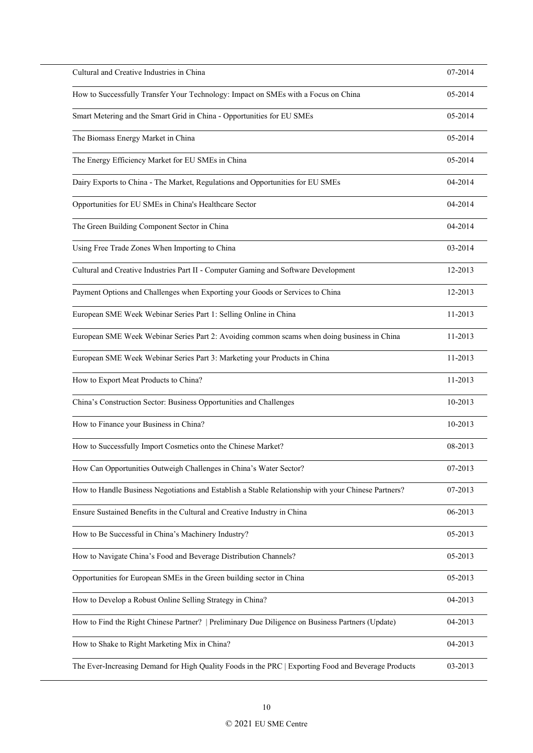| | |
|---|---|
| Cultural and Creative Industries in China | 07-2014 |
| How to Successfully Transfer Your Technology: Impact on SMEs with a Focus on China | 05-2014 |
| Smart Metering and the Smart Grid in China - Opportunities for EU SMEs | 05-2014 |
| The Biomass Energy Market in China | 05-2014 |
| The Energy Efficiency Market for EU SMEs in China | 05-2014 |
| Dairy Exports to China - The Market, Regulations and Opportunities for EU SMEs | 04-2014 |
| Opportunities for EU SMEs in China's Healthcare Sector | 04-2014 |
| The Green Building Component Sector in China | 04-2014 |
| Using Free Trade Zones When Importing to China | 03-2014 |
| Cultural and Creative Industries Part II - Computer Gaming and Software Development | 12-2013 |
| Payment Options and Challenges when Exporting your Goods or Services to China | 12-2013 |
| European SME Week Webinar Series Part 1: Selling Online in China | 11-2013 |
| European SME Week Webinar Series Part 2: Avoiding common scams when doing business in China | 11-2013 |
| European SME Week Webinar Series Part 3: Marketing your Products in China | 11-2013 |
| How to Export Meat Products to China? | 11-2013 |
| China's Construction Sector: Business Opportunities and Challenges | 10-2013 |
| How to Finance your Business in China? | 10-2013 |
| How to Successfully Import Cosmetics onto the Chinese Market? | 08-2013 |
| How Can Opportunities Outweigh Challenges in China's Water Sector? | 07-2013 |
| How to Handle Business Negotiations and Establish a Stable Relationship with your Chinese Partners? | 07-2013 |
| Ensure Sustained Benefits in the Cultural and Creative Industry in China | 06-2013 |
| How to Be Successful in China's Machinery Industry? | 05-2013 |
| How to Navigate China's Food and Beverage Distribution Channels? | 05-2013 |
| Opportunities for European SMEs in the Green building sector in China | 05-2013 |
| How to Develop a Robust Online Selling Strategy in China? | 04-2013 |
| How to Find the Right Chinese Partner? \| Preliminary Due Diligence on Business Partners (Update) | 04-2013 |
| How to Shake to Right Marketing Mix in China? | 04-2013 |
| The Ever-Increasing Demand for High Quality Foods in the PRC \| Exporting Food and Beverage Products | 03-2013 |

© 2021 EU SME Centre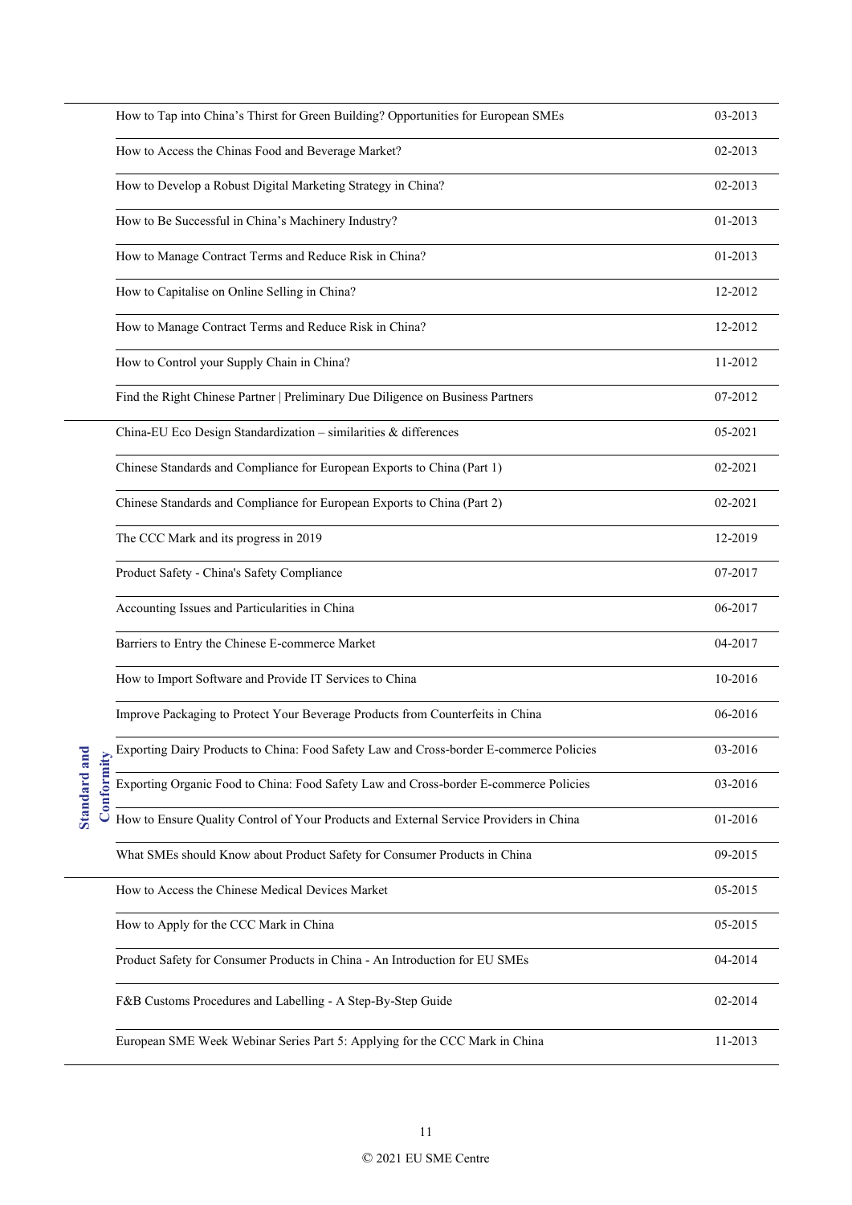| | | |
|---|---|---|
| | How to Tap into China's Thirst for Green Building? Opportunities for European SMEs | 03-2013 |
| | How to Access the Chinas Food and Beverage Market? | 02-2013 |
| | How to Develop a Robust Digital Marketing Strategy in China? | 02-2013 |
| | How to Be Successful in China's Machinery Industry? | 01-2013 |
| | How to Manage Contract Terms and Reduce Risk in China? | 01-2013 |
| | How to Capitalise on Online Selling in China? | 12-2012 |
| | How to Manage Contract Terms and Reduce Risk in China? | 12-2012 |
| | How to Control your Supply Chain in China? | 11-2012 |
| | Find the Right Chinese Partner \| Preliminary Due Diligence on Business Partners | 07-2012 |
| Standard and Conformity | China-EU Eco Design Standardization – similarities & differences | 05-2021 |
| | Chinese Standards and Compliance for European Exports to China (Part 1) | 02-2021 |
| | Chinese Standards and Compliance for European Exports to China (Part 2) | 02-2021 |
| | The CCC Mark and its progress in 2019 | 12-2019 |
| | Product Safety - China's Safety Compliance | 07-2017 |
| | Accounting Issues and Particularities in China | 06-2017 |
| | Barriers to Entry the Chinese E-commerce Market | 04-2017 |
| | How to Import Software and Provide IT Services to China | 10-2016 |
| | Improve Packaging to Protect Your Beverage Products from Counterfeits in China | 06-2016 |
| | Exporting Dairy Products to China: Food Safety Law and Cross-border E-commerce Policies | 03-2016 |
| | Exporting Organic Food to China: Food Safety Law and Cross-border E-commerce Policies | 03-2016 |
| | How to Ensure Quality Control of Your Products and External Service Providers in China | 01-2016 |
| | What SMEs should Know about Product Safety for Consumer Products in China | 09-2015 |
| | How to Access the Chinese Medical Devices Market | 05-2015 |
| | How to Apply for the CCC Mark in China | 05-2015 |
| | Product Safety for Consumer Products in China - An Introduction for EU SMEs | 04-2014 |
| | F&B Customs Procedures and Labelling - A Step-By-Step Guide | 02-2014 |
| | European SME Week Webinar Series Part 5: Applying for the CCC Mark in China | 11-2013 |

© 2021 EU SME Centre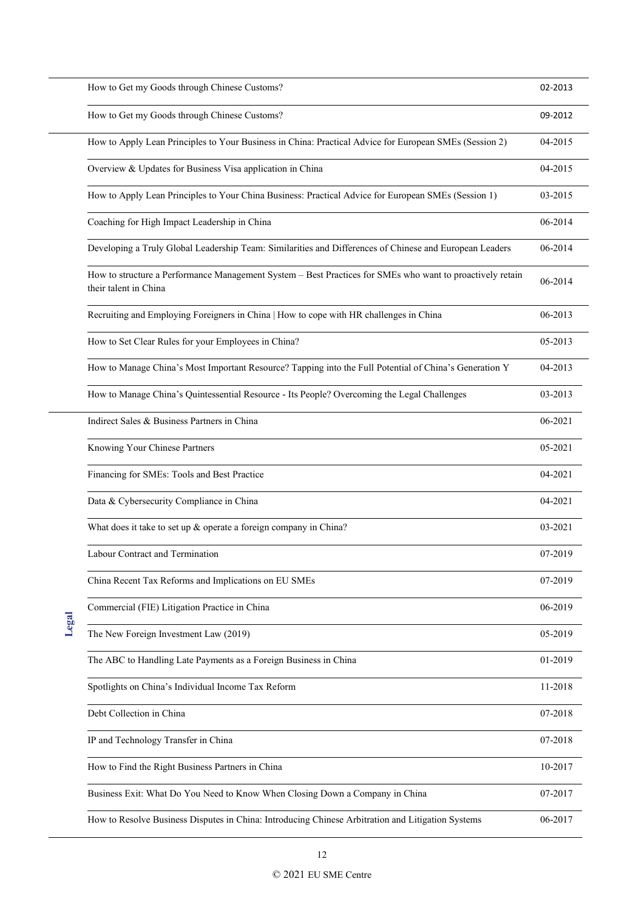| Category | Title | Date |
|---|---|---|
| | How to Get my Goods through Chinese Customs? | 02-2013 |
| | How to Get my Goods through Chinese Customs? | 09-2012 |
| | How to Apply Lean Principles to Your Business in China: Practical Advice for European SMEs (Session 2) | 04-2015 |
| | Overview & Updates for Business Visa application in China | 04-2015 |
| | How to Apply Lean Principles to Your China Business: Practical Advice for European SMEs (Session 1) | 03-2015 |
| | Coaching for High Impact Leadership in China | 06-2014 |
| | Developing a Truly Global Leadership Team: Similarities and Differences of Chinese and European Leaders | 06-2014 |
| | How to structure a Performance Management System – Best Practices for SMEs who want to proactively retain their talent in China | 06-2014 |
| | Recruiting and Employing Foreigners in China \| How to cope with HR challenges in China | 06-2013 |
| | How to Set Clear Rules for your Employees in China? | 05-2013 |
| | How to Manage China's Most Important Resource? Tapping into the Full Potential of China's Generation Y | 04-2013 |
| | How to Manage China's Quintessential Resource - Its People? Overcoming the Legal Challenges | 03-2013 |
| Legal | Indirect Sales & Business Partners in China | 06-2021 |
| | Knowing Your Chinese Partners | 05-2021 |
| | Financing for SMEs: Tools and Best Practice | 04-2021 |
| | Data & Cybersecurity Compliance in China | 04-2021 |
| | What does it take to set up & operate a foreign company in China? | 03-2021 |
| | Labour Contract and Termination | 07-2019 |
| | China Recent Tax Reforms and Implications on EU SMEs | 07-2019 |
| | Commercial (FIE) Litigation Practice in China | 06-2019 |
| | The New Foreign Investment Law (2019) | 05-2019 |
| | The ABC to Handling Late Payments as a Foreign Business in China | 01-2019 |
| | Spotlights on China's Individual Income Tax Reform | 11-2018 |
| | Debt Collection in China | 07-2018 |
| | IP and Technology Transfer in China | 07-2018 |
| | How to Find the Right Business Partners in China | 10-2017 |
| | Business Exit: What Do You Need to Know When Closing Down a Company in China | 07-2017 |
| | How to Resolve Business Disputes in China: Introducing Chinese Arbitration and Litigation Systems | 06-2017 |

© 2021 EU SME Centre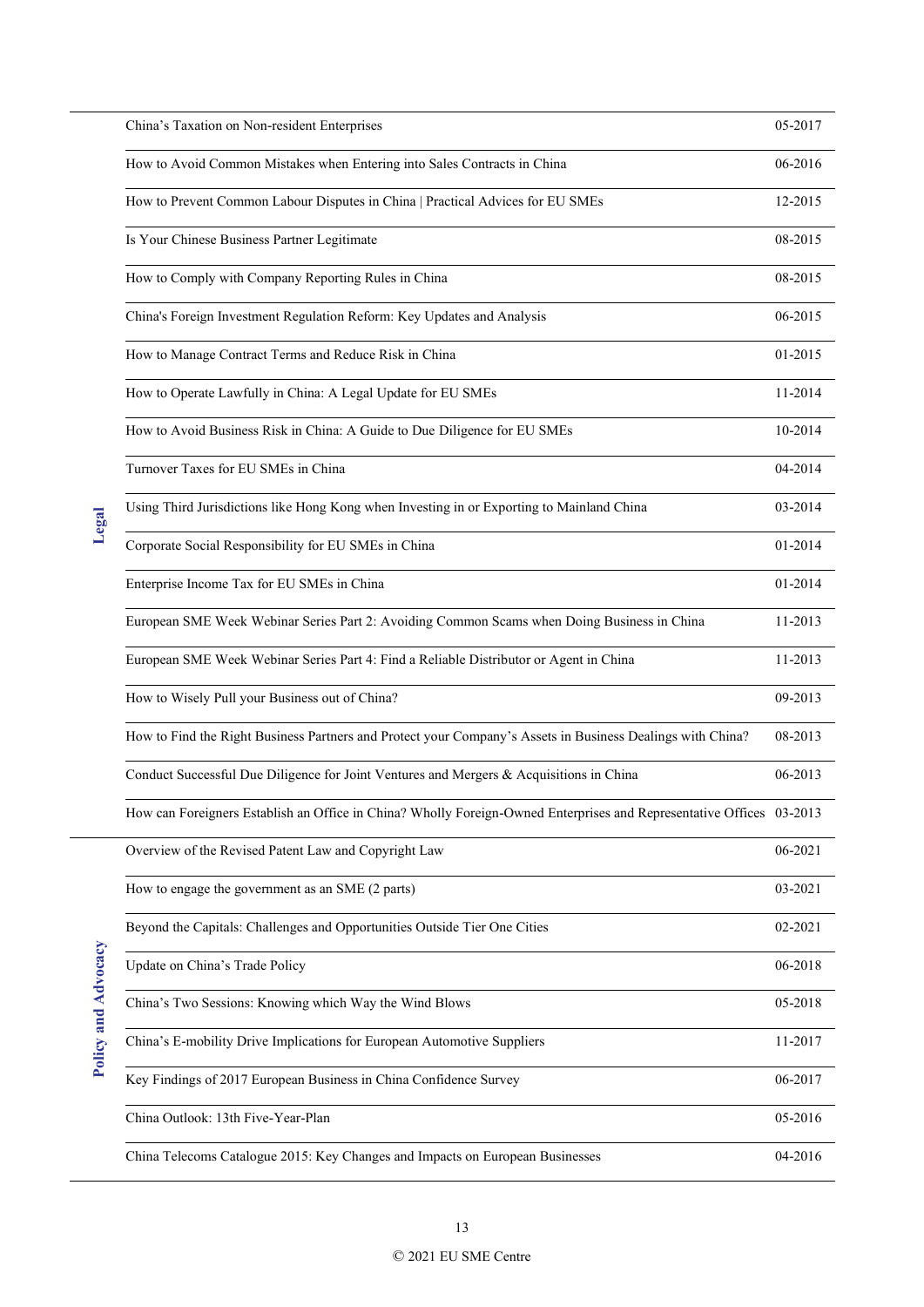| | | |
|---|---|---|
| Legal | China's Taxation on Non-resident Enterprises | 05-2017 |
| | How to Avoid Common Mistakes when Entering into Sales Contracts in China | 06-2016 |
| | How to Prevent Common Labour Disputes in China \| Practical Advices for EU SMEs | 12-2015 |
| | Is Your Chinese Business Partner Legitimate | 08-2015 |
| | How to Comply with Company Reporting Rules in China | 08-2015 |
| | China's Foreign Investment Regulation Reform: Key Updates and Analysis | 06-2015 |
| | How to Manage Contract Terms and Reduce Risk in China | 01-2015 |
| | How to Operate Lawfully in China: A Legal Update for EU SMEs | 11-2014 |
| | How to Avoid Business Risk in China: A Guide to Due Diligence for EU SMEs | 10-2014 |
| | Turnover Taxes for EU SMEs in China | 04-2014 |
| | Using Third Jurisdictions like Hong Kong when Investing in or Exporting to Mainland China | 03-2014 |
| | Corporate Social Responsibility for EU SMEs in China | 01-2014 |
| | Enterprise Income Tax for EU SMEs in China | 01-2014 |
| | European SME Week Webinar Series Part 2: Avoiding Common Scams when Doing Business in China | 11-2013 |
| | European SME Week Webinar Series Part 4: Find a Reliable Distributor or Agent in China | 11-2013 |
| | How to Wisely Pull your Business out of China? | 09-2013 |
| | How to Find the Right Business Partners and Protect your Company's Assets in Business Dealings with China? | 08-2013 |
| | Conduct Successful Due Diligence for Joint Ventures and Mergers & Acquisitions in China | 06-2013 |
| | How can Foreigners Establish an Office in China? Wholly Foreign-Owned Enterprises and Representative Offices | 03-2013 |
| Policy and Advocacy | Overview of the Revised Patent Law and Copyright Law | 06-2021 |
| | How to engage the government as an SME (2 parts) | 03-2021 |
| | Beyond the Capitals: Challenges and Opportunities Outside Tier One Cities | 02-2021 |
| | Update on China's Trade Policy | 06-2018 |
| | China's Two Sessions: Knowing which Way the Wind Blows | 05-2018 |
| | China's E-mobility Drive Implications for European Automotive Suppliers | 11-2017 |
| | Key Findings of 2017 European Business in China Confidence Survey | 06-2017 |
| | China Outlook: 13th Five-Year-Plan | 05-2016 |
| | China Telecoms Catalogue 2015: Key Changes and Impacts on European Businesses | 04-2016 |

© 2021 EU SME Centre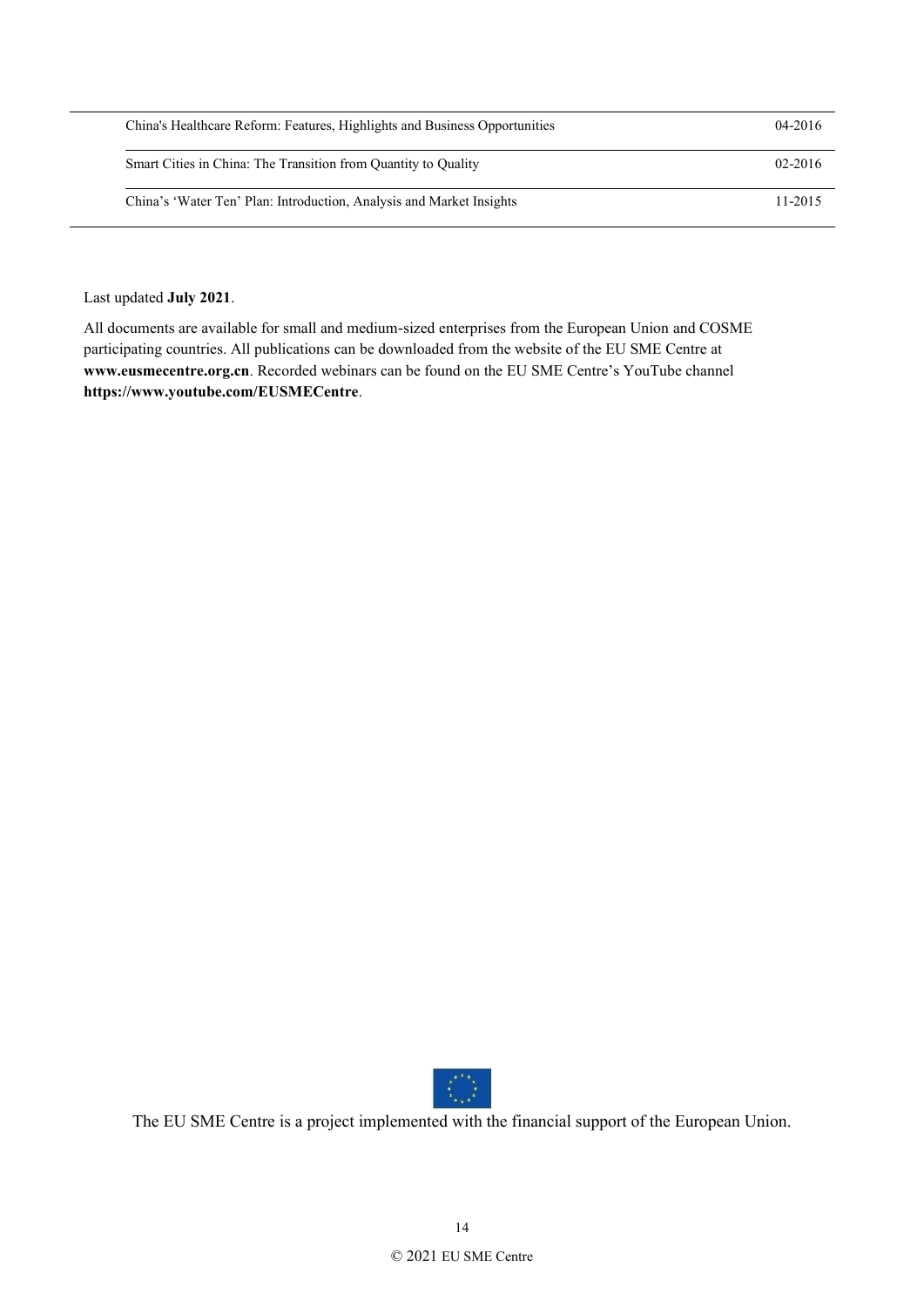| | |
|---|---|
| China's Healthcare Reform: Features, Highlights and Business Opportunities | 04-2016 |
| Smart Cities in China: The Transition from Quantity to Quality | 02-2016 |
| China's 'Water Ten' Plan: Introduction, Analysis and Market Insights | 11-2015 |

Last updated **July 2021**.

All documents are available for small and medium-sized enterprises from the European Union and COSME participating countries. All publications can be downloaded from the website of the EU SME Centre at **www.eusmecentre.org.cn**. Recorded webinars can be found on the EU SME Centre's YouTube channel **https://www.youtube.com/EUSMECentre**.

The EU SME Centre is a project implemented with the financial support of the European Union.

© 2021 EU SME Centre